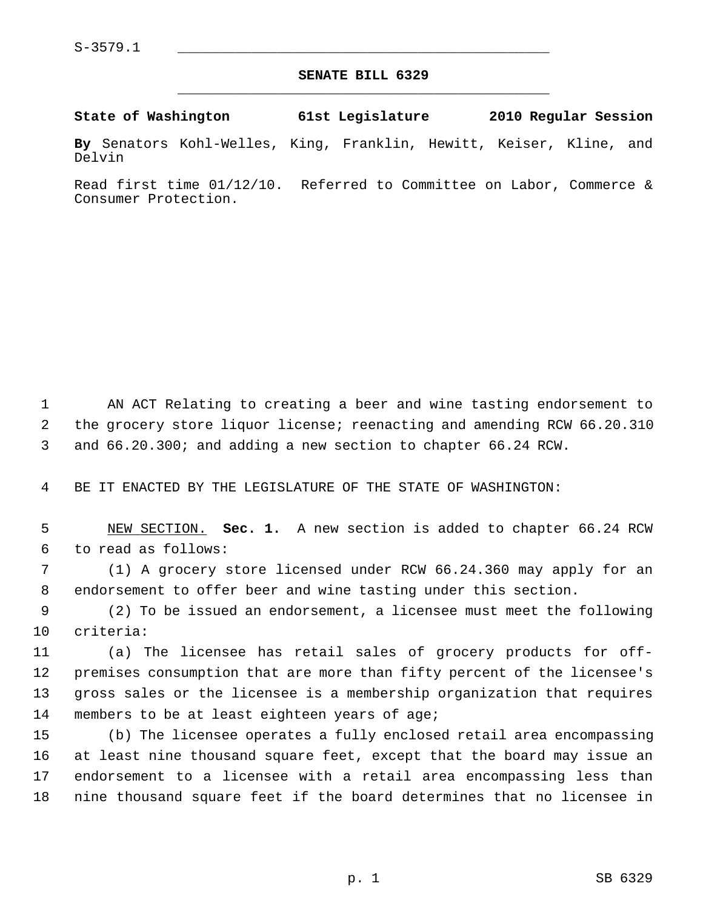S-3579.1

# SENATE BILL 6329

**State of Washington 61st Legislature 2010 Regular Session**

**By** Senators Kohl-Welles, King, Franklin, Hewitt, Keiser, Kline, and Delvin

Read first time 01/12/10. Referred to Committee on Labor, Commerce & Consumer Protection.

AN ACT Relating to creating a beer and wine tasting endorsement to the grocery store liquor license; reenacting and amending RCW 66.20.310 and 66.20.300; and adding a new section to chapter 66.24 RCW.

BE IT ENACTED BY THE LEGISLATURE OF THE STATE OF WASHINGTON:

NEW SECTION. **Sec. 1.** A new section is added to chapter 66.24 RCW to read as follows:

(1) A grocery store licensed under RCW 66.24.360 may apply for an endorsement to offer beer and wine tasting under this section.

(2) To be issued an endorsement, a licensee must meet the following criteria:

(a) The licensee has retail sales of grocery products for off-premises consumption that are more than fifty percent of the licensee's gross sales or the licensee is a membership organization that requires members to be at least eighteen years of age;

(b) The licensee operates a fully enclosed retail area encompassing at least nine thousand square feet, except that the board may issue an endorsement to a licensee with a retail area encompassing less than nine thousand square feet if the board determines that no licensee in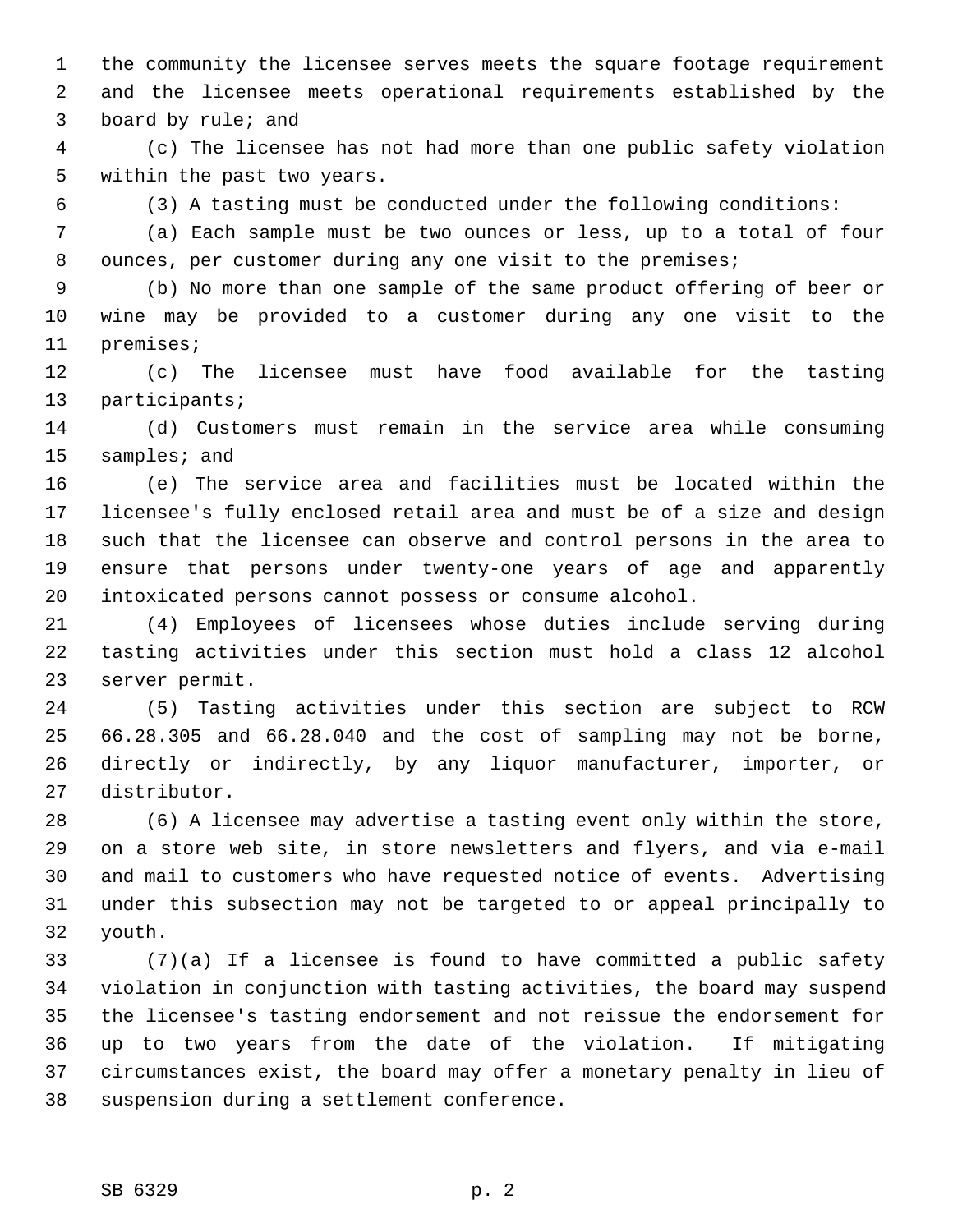the community the licensee serves meets the square footage requirement and the licensee meets operational requirements established by the board by rule; and

(c) The licensee has not had more than one public safety violation within the past two years.

(3) A tasting must be conducted under the following conditions:

(a) Each sample must be two ounces or less, up to a total of four ounces, per customer during any one visit to the premises;

(b) No more than one sample of the same product offering of beer or wine may be provided to a customer during any one visit to the premises;

(c) The licensee must have food available for the tasting participants;

(d) Customers must remain in the service area while consuming samples; and

(e) The service area and facilities must be located within the licensee's fully enclosed retail area and must be of a size and design such that the licensee can observe and control persons in the area to ensure that persons under twenty-one years of age and apparently intoxicated persons cannot possess or consume alcohol.

(4) Employees of licensees whose duties include serving during tasting activities under this section must hold a class 12 alcohol server permit.

(5) Tasting activities under this section are subject to RCW 66.28.305 and 66.28.040 and the cost of sampling may not be borne, directly or indirectly, by any liquor manufacturer, importer, or distributor.

(6) A licensee may advertise a tasting event only within the store, on a store web site, in store newsletters and flyers, and via e-mail and mail to customers who have requested notice of events. Advertising under this subsection may not be targeted to or appeal principally to youth.

(7)(a) If a licensee is found to have committed a public safety violation in conjunction with tasting activities, the board may suspend the licensee's tasting endorsement and not reissue the endorsement for up to two years from the date of the violation. If mitigating circumstances exist, the board may offer a monetary penalty in lieu of suspension during a settlement conference.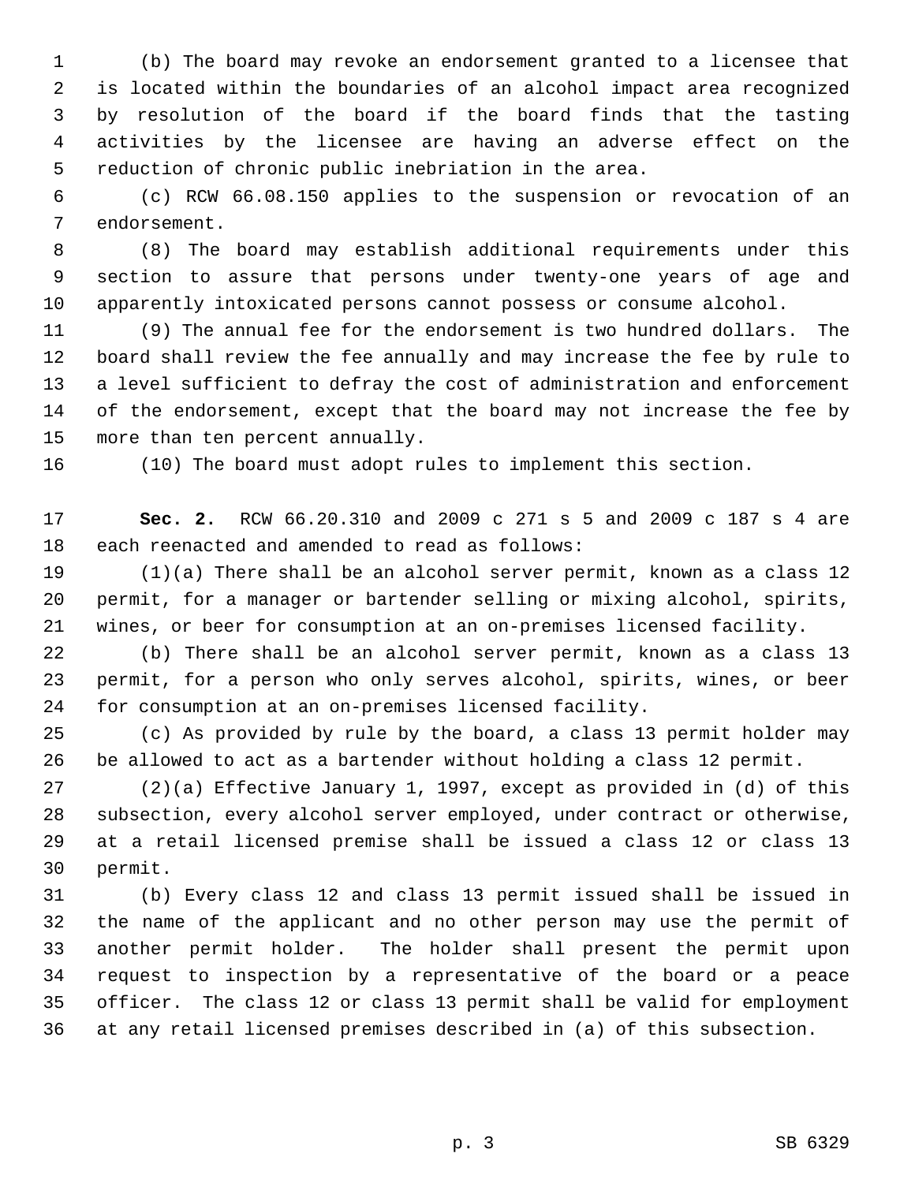(b) The board may revoke an endorsement granted to a licensee that is located within the boundaries of an alcohol impact area recognized by resolution of the board if the board finds that the tasting activities by the licensee are having an adverse effect on the reduction of chronic public inebriation in the area.

(c) RCW 66.08.150 applies to the suspension or revocation of an endorsement.

(8) The board may establish additional requirements under this section to assure that persons under twenty-one years of age and apparently intoxicated persons cannot possess or consume alcohol.

(9) The annual fee for the endorsement is two hundred dollars. The board shall review the fee annually and may increase the fee by rule to a level sufficient to defray the cost of administration and enforcement of the endorsement, except that the board may not increase the fee by more than ten percent annually.

(10) The board must adopt rules to implement this section.

**Sec. 2.** RCW 66.20.310 and 2009 c 271 s 5 and 2009 c 187 s 4 are each reenacted and amended to read as follows:

(1)(a) There shall be an alcohol server permit, known as a class 12 permit, for a manager or bartender selling or mixing alcohol, spirits, wines, or beer for consumption at an on-premises licensed facility.

(b) There shall be an alcohol server permit, known as a class 13 permit, for a person who only serves alcohol, spirits, wines, or beer for consumption at an on-premises licensed facility.

(c) As provided by rule by the board, a class 13 permit holder may be allowed to act as a bartender without holding a class 12 permit.

(2)(a) Effective January 1, 1997, except as provided in (d) of this subsection, every alcohol server employed, under contract or otherwise, at a retail licensed premise shall be issued a class 12 or class 13 permit.

(b) Every class 12 and class 13 permit issued shall be issued in the name of the applicant and no other person may use the permit of another permit holder. The holder shall present the permit upon request to inspection by a representative of the board or a peace officer. The class 12 or class 13 permit shall be valid for employment at any retail licensed premises described in (a) of this subsection.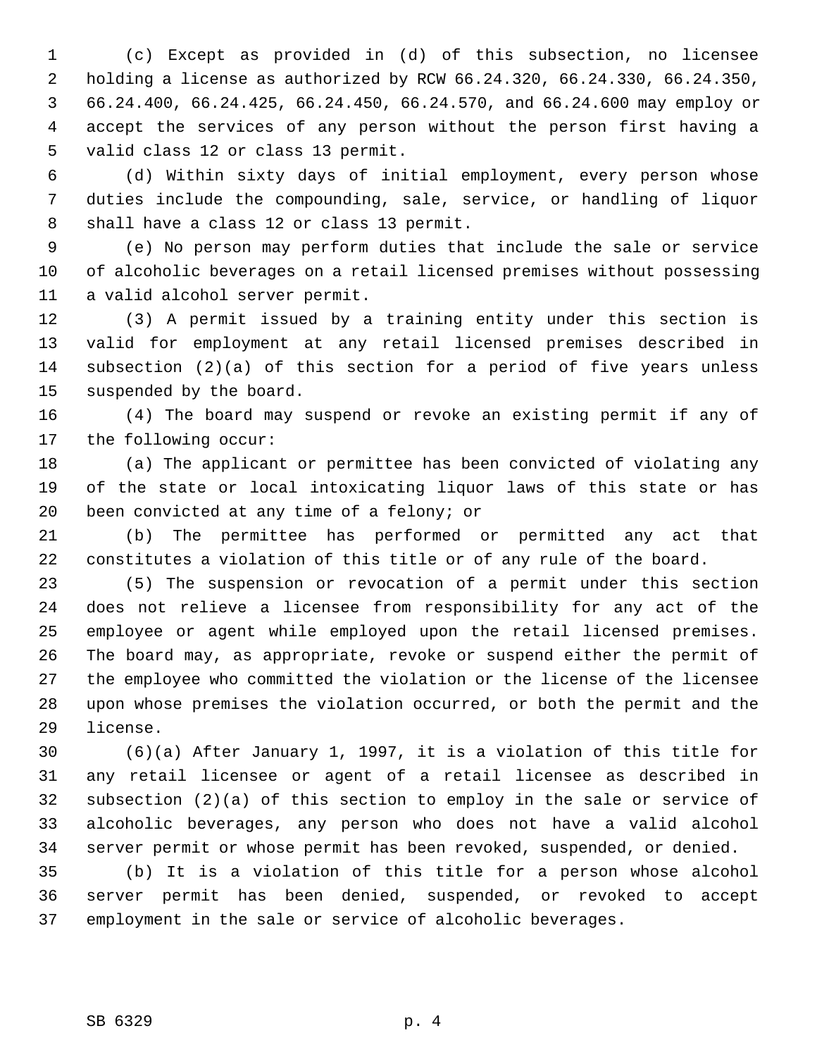(c) Except as provided in (d) of this subsection, no licensee holding a license as authorized by RCW 66.24.320, 66.24.330, 66.24.350, 66.24.400, 66.24.425, 66.24.450, 66.24.570, and 66.24.600 may employ or accept the services of any person without the person first having a valid class 12 or class 13 permit.

(d) Within sixty days of initial employment, every person whose duties include the compounding, sale, service, or handling of liquor shall have a class 12 or class 13 permit.

(e) No person may perform duties that include the sale or service of alcoholic beverages on a retail licensed premises without possessing a valid alcohol server permit.

(3) A permit issued by a training entity under this section is valid for employment at any retail licensed premises described in subsection (2)(a) of this section for a period of five years unless suspended by the board.

(4) The board may suspend or revoke an existing permit if any of the following occur:

(a) The applicant or permittee has been convicted of violating any of the state or local intoxicating liquor laws of this state or has been convicted at any time of a felony; or

(b) The permittee has performed or permitted any act that constitutes a violation of this title or of any rule of the board.

(5) The suspension or revocation of a permit under this section does not relieve a licensee from responsibility for any act of the employee or agent while employed upon the retail licensed premises. The board may, as appropriate, revoke or suspend either the permit of the employee who committed the violation or the license of the licensee upon whose premises the violation occurred, or both the permit and the license.

(6)(a) After January 1, 1997, it is a violation of this title for any retail licensee or agent of a retail licensee as described in subsection (2)(a) of this section to employ in the sale or service of alcoholic beverages, any person who does not have a valid alcohol server permit or whose permit has been revoked, suspended, or denied.

(b) It is a violation of this title for a person whose alcohol server permit has been denied, suspended, or revoked to accept employment in the sale or service of alcoholic beverages.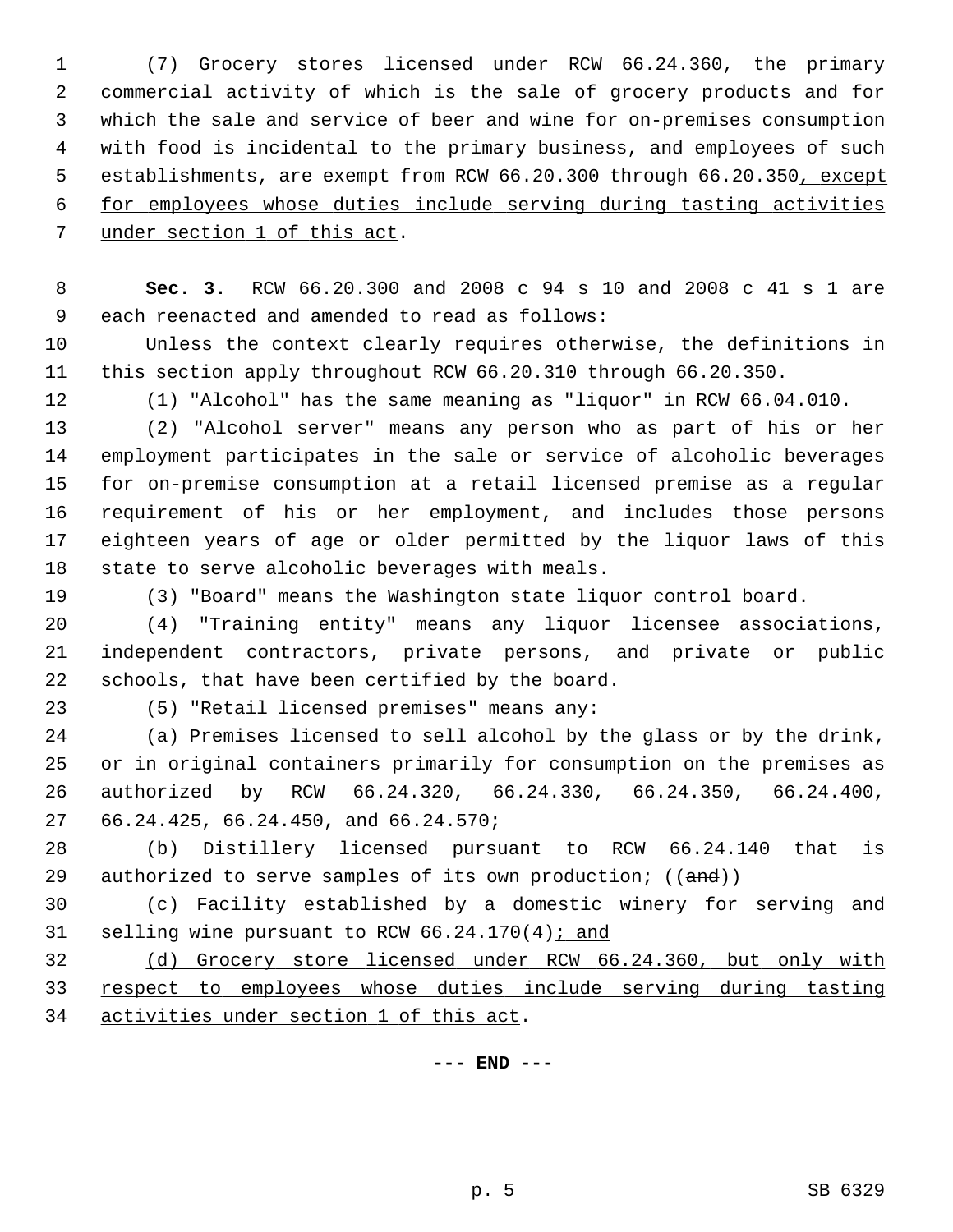(7) Grocery stores licensed under RCW 66.24.360, the primary commercial activity of which is the sale of grocery products and for which the sale and service of beer and wine for on-premises consumption with food is incidental to the primary business, and employees of such establishments, are exempt from RCW 66.20.300 through 66.20.350, except for employees whose duties include serving during tasting activities under section 1 of this act.

**Sec. 3.** RCW 66.20.300 and 2008 c 94 s 10 and 2008 c 41 s 1 are each reenacted and amended to read as follows:

Unless the context clearly requires otherwise, the definitions in this section apply throughout RCW 66.20.310 through 66.20.350.

(1) "Alcohol" has the same meaning as "liquor" in RCW 66.04.010.

(2) "Alcohol server" means any person who as part of his or her employment participates in the sale or service of alcoholic beverages for on-premise consumption at a retail licensed premise as a regular requirement of his or her employment, and includes those persons eighteen years of age or older permitted by the liquor laws of this state to serve alcoholic beverages with meals.

(3) "Board" means the Washington state liquor control board.

(4) "Training entity" means any liquor licensee associations, independent contractors, private persons, and private or public schools, that have been certified by the board.

(5) "Retail licensed premises" means any:

(a) Premises licensed to sell alcohol by the glass or by the drink, or in original containers primarily for consumption on the premises as authorized by RCW 66.24.320, 66.24.330, 66.24.350, 66.24.400, 66.24.425, 66.24.450, and 66.24.570;

(b) Distillery licensed pursuant to RCW 66.24.140 that is authorized to serve samples of its own production; ((~~and~~))

(c) Facility established by a domestic winery for serving and selling wine pursuant to RCW 66.24.170(4); and

(d) Grocery store licensed under RCW 66.24.360, but only with respect to employees whose duties include serving during tasting activities under section 1 of this act.

**--- END ---**